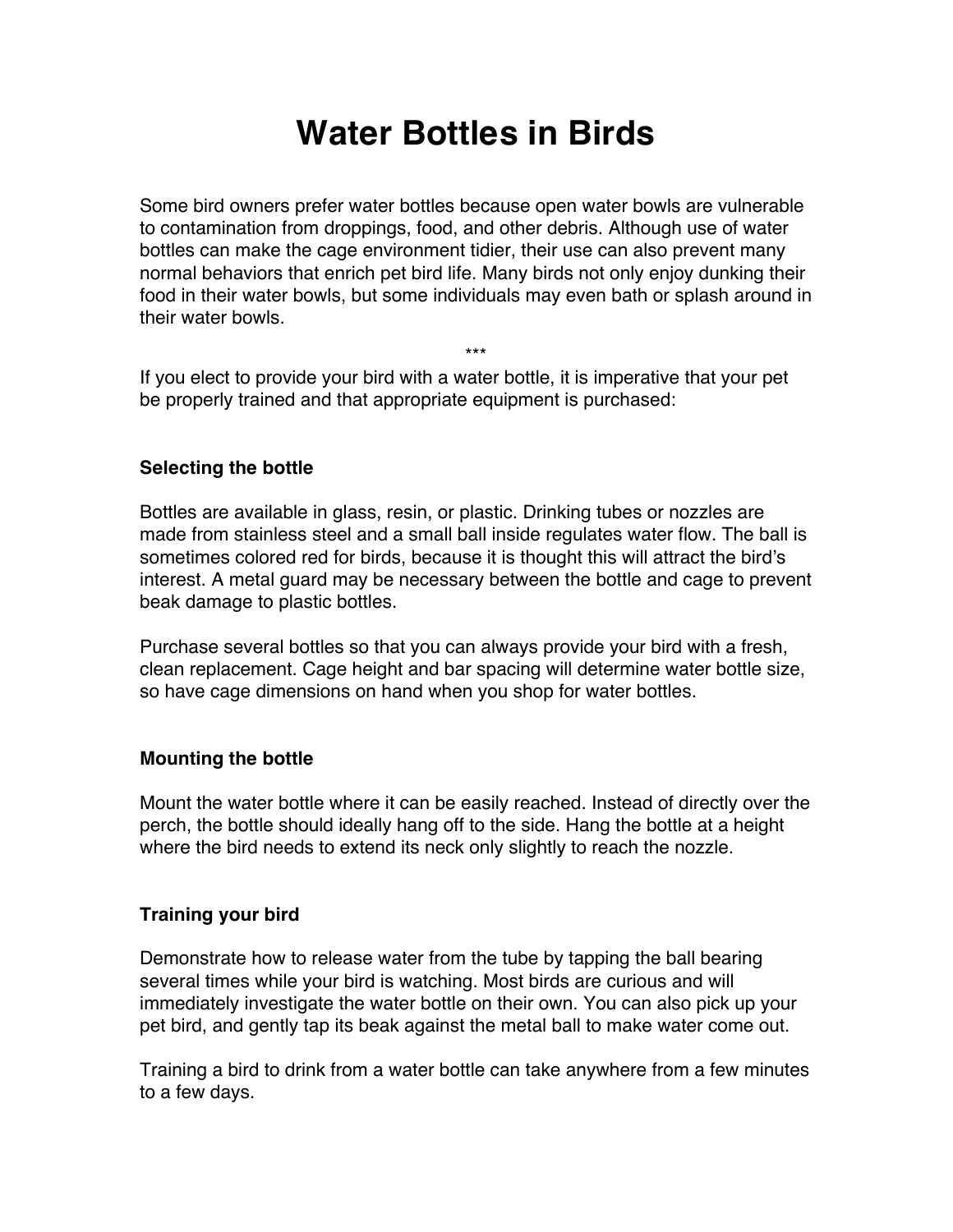# Water Bottles in Birds

Some bird owners prefer water bottles because open water bowls are vulnerable to contamination from droppings, food, and other debris. Although use of water bottles can make the cage environment tidier, their use can also prevent many normal behaviors that enrich pet bird life. Many birds not only enjoy dunking their food in their water bowls, but some individuals may even bath or splash around in their water bowls.

***

If you elect to provide your bird with a water bottle, it is imperative that your pet be properly trained and that appropriate equipment is purchased:

### Selecting the bottle

Bottles are available in glass, resin, or plastic. Drinking tubes or nozzles are made from stainless steel and a small ball inside regulates water flow. The ball is sometimes colored red for birds, because it is thought this will attract the bird's interest. A metal guard may be necessary between the bottle and cage to prevent beak damage to plastic bottles.

Purchase several bottles so that you can always provide your bird with a fresh, clean replacement. Cage height and bar spacing will determine water bottle size, so have cage dimensions on hand when you shop for water bottles.

### Mounting the bottle

Mount the water bottle where it can be easily reached. Instead of directly over the perch, the bottle should ideally hang off to the side. Hang the bottle at a height where the bird needs to extend its neck only slightly to reach the nozzle.

### Training your bird

Demonstrate how to release water from the tube by tapping the ball bearing several times while your bird is watching. Most birds are curious and will immediately investigate the water bottle on their own. You can also pick up your pet bird, and gently tap its beak against the metal ball to make water come out.

Training a bird to drink from a water bottle can take anywhere from a few minutes to a few days.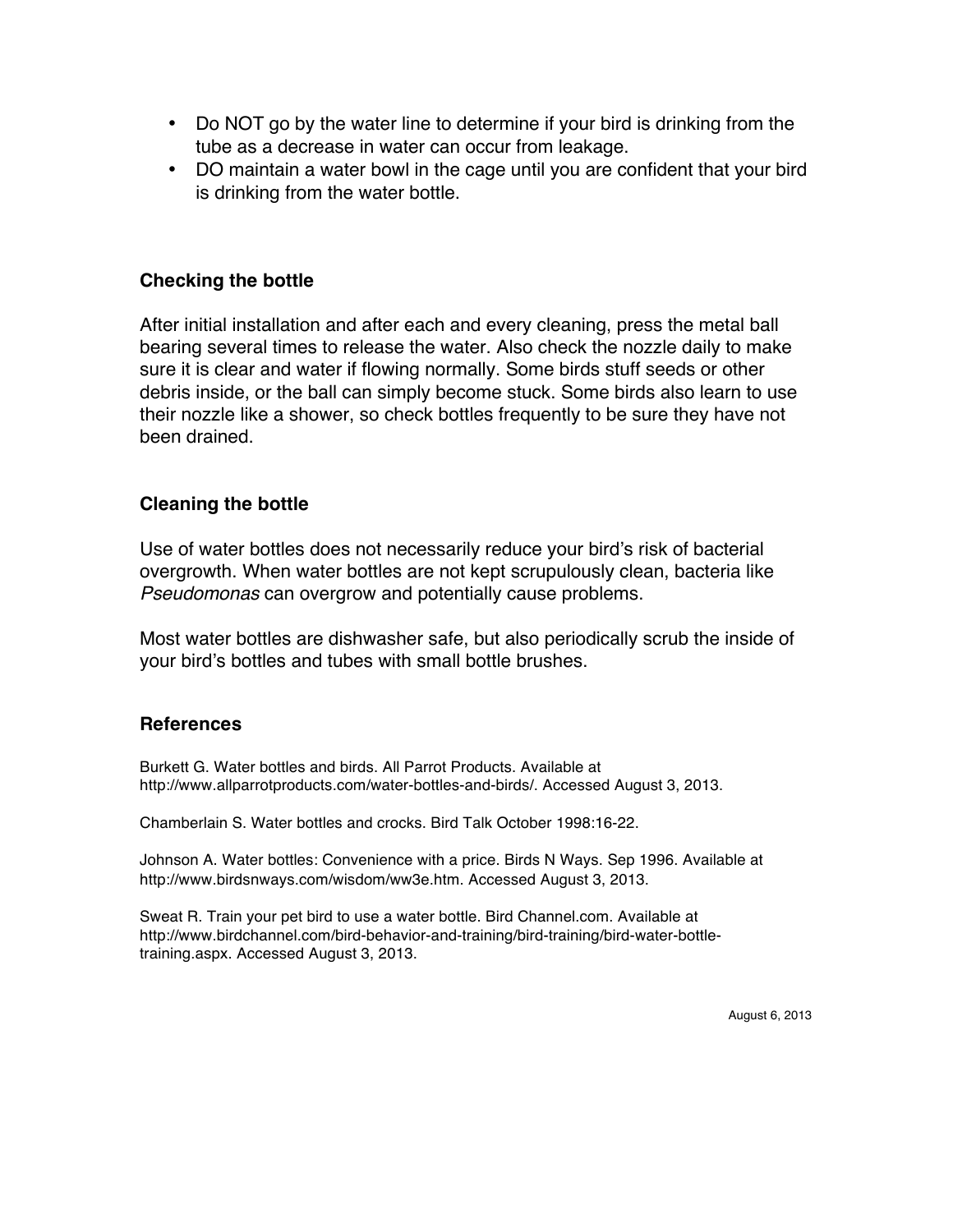- Do NOT go by the water line to determine if your bird is drinking from the tube as a decrease in water can occur from leakage.
- DO maintain a water bowl in the cage until you are confident that your bird is drinking from the water bottle.

### Checking the bottle

After initial installation and after each and every cleaning, press the metal ball bearing several times to release the water. Also check the nozzle daily to make sure it is clear and water if flowing normally. Some birds stuff seeds or other debris inside, or the ball can simply become stuck. Some birds also learn to use their nozzle like a shower, so check bottles frequently to be sure they have not been drained.

### Cleaning the bottle

Use of water bottles does not necessarily reduce your bird's risk of bacterial overgrowth. When water bottles are not kept scrupulously clean, bacteria like *Pseudomonas* can overgrow and potentially cause problems.

Most water bottles are dishwasher safe, but also periodically scrub the inside of your bird's bottles and tubes with small bottle brushes.

### References

Burkett G. Water bottles and birds. All Parrot Products. Available at http://www.allparrotproducts.com/water-bottles-and-birds/. Accessed August 3, 2013.

Chamberlain S. Water bottles and crocks. Bird Talk October 1998:16-22.

Johnson A. Water bottles: Convenience with a price. Birds N Ways. Sep 1996. Available at http://www.birdsnways.com/wisdom/ww3e.htm. Accessed August 3, 2013.

Sweat R. Train your pet bird to use a water bottle. Bird Channel.com. Available at http://www.birdchannel.com/bird-behavior-and-training/bird-training/bird-water-bottle-training.aspx. Accessed August 3, 2013.

August 6, 2013